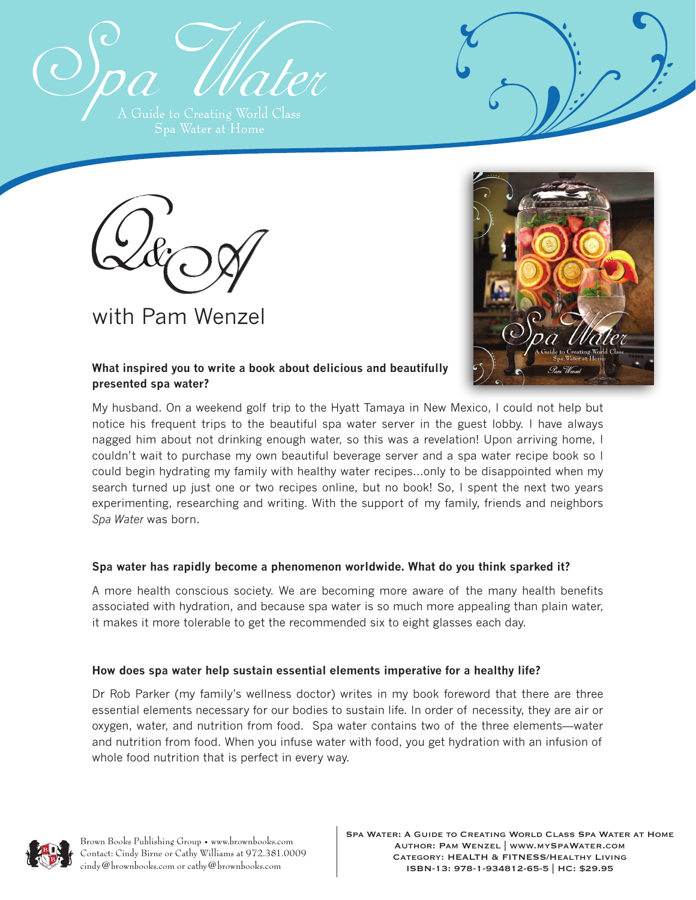# Spa Water

A Guide to Creating World Class Spa Water at Home

## Q&A

with Pam Wenzel

**What inspired you to write a book about delicious and beautifully presented spa water?**

My husband. On a weekend golf trip to the Hyatt Tamaya in New Mexico, I could not help but notice his frequent trips to the beautiful spa water server in the guest lobby. I have always nagged him about not drinking enough water, so this was a revelation! Upon arriving home, I couldn't wait to purchase my own beautiful beverage server and a spa water recipe book so I could begin hydrating my family with healthy water recipes...only to be disappointed when my search turned up just one or two recipes online, but no book! So, I spent the next two years experimenting, researching and writing. With the support of my family, friends and neighbors *Spa Water* was born.

**Spa water has rapidly become a phenomenon worldwide. What do you think sparked it?**

A more health conscious society. We are becoming more aware of the many health benefits associated with hydration, and because spa water is so much more appealing than plain water, it makes it more tolerable to get the recommended six to eight glasses each day.

**How does spa water help sustain essential elements imperative for a healthy life?**

Dr Rob Parker (my family's wellness doctor) writes in my book foreword that there are three essential elements necessary for our bodies to sustain life. In order of necessity, they are air or oxygen, water, and nutrition from food. Spa water contains two of the three elements—water and nutrition from food. When you infuse water with food, you get hydration with an infusion of whole food nutrition that is perfect in every way.

Brown Books Publishing Group • www.brownbooks.com
Contact: Cindy Birne or Cathy Williams at 972.381.0009
cindy@brownbooks.com or cathy@brownbooks.com

SPA WATER: A GUIDE TO CREATING WORLD CLASS SPA WATER AT HOME
AUTHOR: PAM WENZEL | WWW.MYSPAWATER.COM
CATEGORY: HEALTH & FITNESS/HEALTHY LIVING
ISBN-13: 978-1-934812-65-5 | HC: $29.95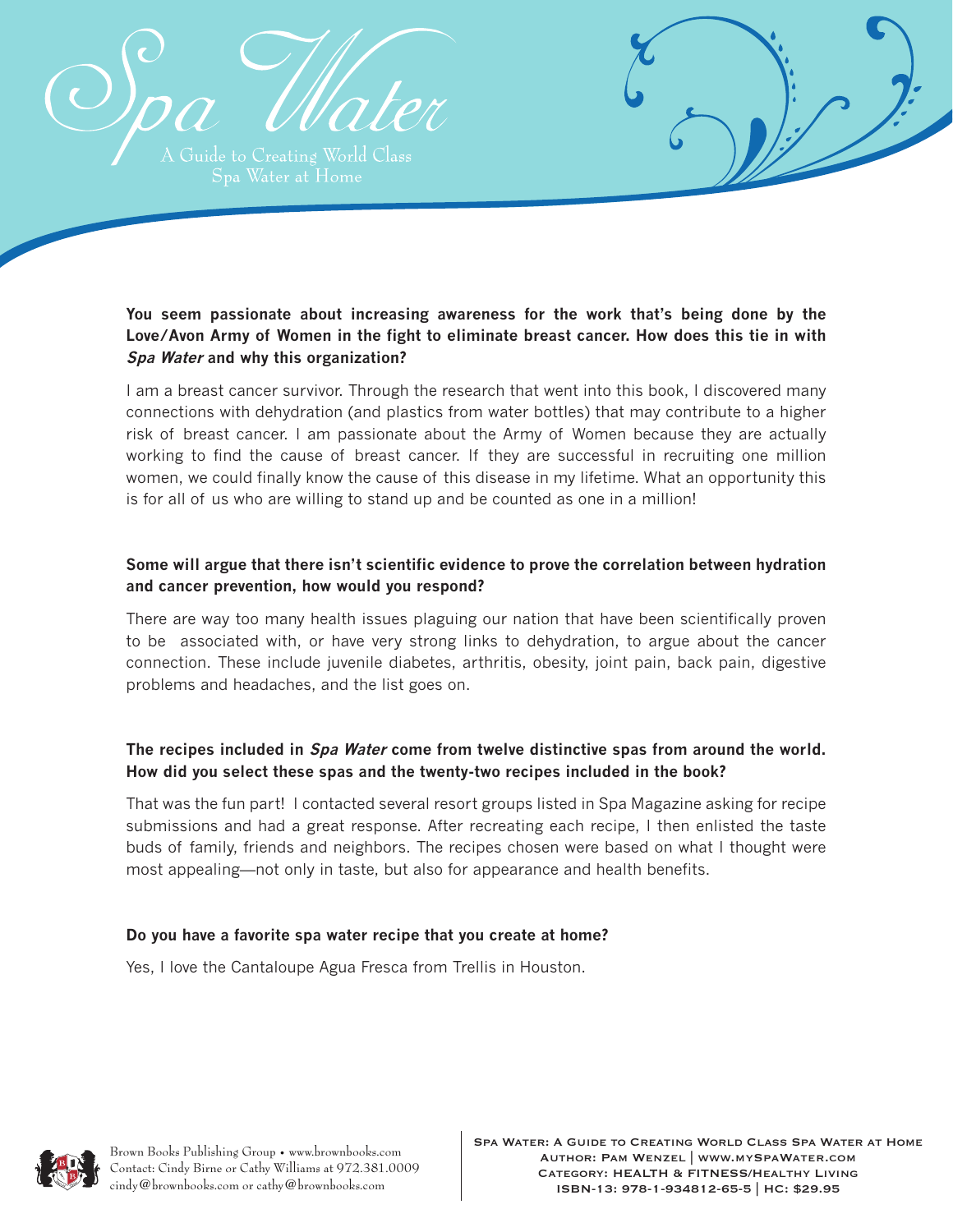# Spa Water

A Guide to Creating World Class Spa Water at Home

**You seem passionate about increasing awareness for the work that's being done by the Love/Avon Army of Women in the fight to eliminate breast cancer. How does this tie in with *Spa Water* and why this organization?**

I am a breast cancer survivor. Through the research that went into this book, I discovered many connections with dehydration (and plastics from water bottles) that may contribute to a higher risk of breast cancer. I am passionate about the Army of Women because they are actually working to find the cause of breast cancer. If they are successful in recruiting one million women, we could finally know the cause of this disease in my lifetime. What an opportunity this is for all of us who are willing to stand up and be counted as one in a million!

**Some will argue that there isn't scientific evidence to prove the correlation between hydration and cancer prevention, how would you respond?**

There are way too many health issues plaguing our nation that have been scientifically proven to be associated with, or have very strong links to dehydration, to argue about the cancer connection. These include juvenile diabetes, arthritis, obesity, joint pain, back pain, digestive problems and headaches, and the list goes on.

**The recipes included in *Spa Water* come from twelve distinctive spas from around the world. How did you select these spas and the twenty-two recipes included in the book?**

That was the fun part! I contacted several resort groups listed in Spa Magazine asking for recipe submissions and had a great response. After recreating each recipe, I then enlisted the taste buds of family, friends and neighbors. The recipes chosen were based on what I thought were most appealing—not only in taste, but also for appearance and health benefits.

**Do you have a favorite spa water recipe that you create at home?**

Yes, I love the Cantaloupe Agua Fresca from Trellis in Houston.

Brown Books Publishing Group • www.brownbooks.com
Contact: Cindy Birne or Cathy Williams at 972.381.0009
cindy@brownbooks.com or cathy@brownbooks.com

SPA WATER: A GUIDE TO CREATING WORLD CLASS SPA WATER AT HOME
AUTHOR: PAM WENZEL | WWW.MYSPAWATER.COM
CATEGORY: HEALTH & FITNESS/HEALTHY LIVING
ISBN-13: 978-1-934812-65-5 | HC: $29.95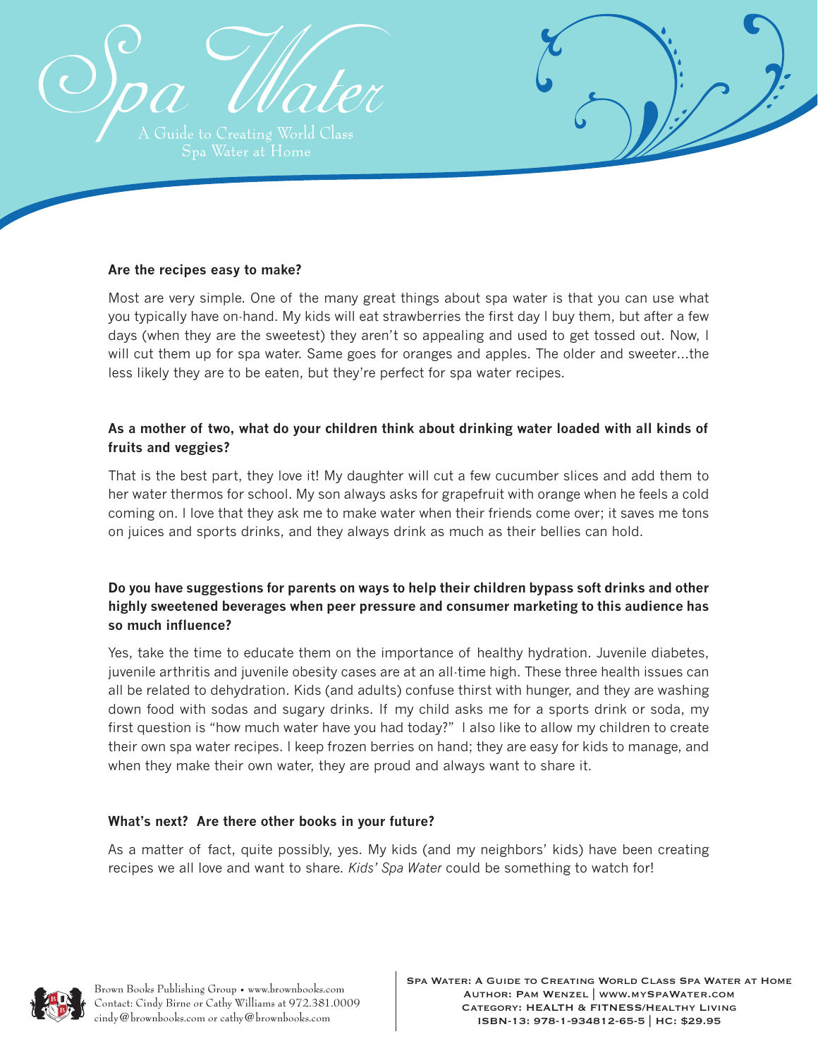**Are the recipes easy to make?**

Most are very simple. One of the many great things about spa water is that you can use what you typically have on-hand. My kids will eat strawberries the first day I buy them, but after a few days (when they are the sweetest) they aren't so appealing and used to get tossed out. Now, I will cut them up for spa water. Same goes for oranges and apples. The older and sweeter...the less likely they are to be eaten, but they're perfect for spa water recipes.

**As a mother of two, what do your children think about drinking water loaded with all kinds of fruits and veggies?**

That is the best part, they love it! My daughter will cut a few cucumber slices and add them to her water thermos for school. My son always asks for grapefruit with orange when he feels a cold coming on. I love that they ask me to make water when their friends come over; it saves me tons on juices and sports drinks, and they always drink as much as their bellies can hold.

**Do you have suggestions for parents on ways to help their children bypass soft drinks and other highly sweetened beverages when peer pressure and consumer marketing to this audience has so much influence?**

Yes, take the time to educate them on the importance of healthy hydration. Juvenile diabetes, juvenile arthritis and juvenile obesity cases are at an all-time high. These three health issues can all be related to dehydration. Kids (and adults) confuse thirst with hunger, and they are washing down food with sodas and sugary drinks. If my child asks me for a sports drink or soda, my first question is "how much water have you had today?" I also like to allow my children to create their own spa water recipes. I keep frozen berries on hand; they are easy for kids to manage, and when they make their own water, they are proud and always want to share it.

**What's next? Are there other books in your future?**

As a matter of fact, quite possibly, yes. My kids (and my neighbors' kids) have been creating recipes we all love and want to share. *Kids' Spa Water* could be something to watch for!